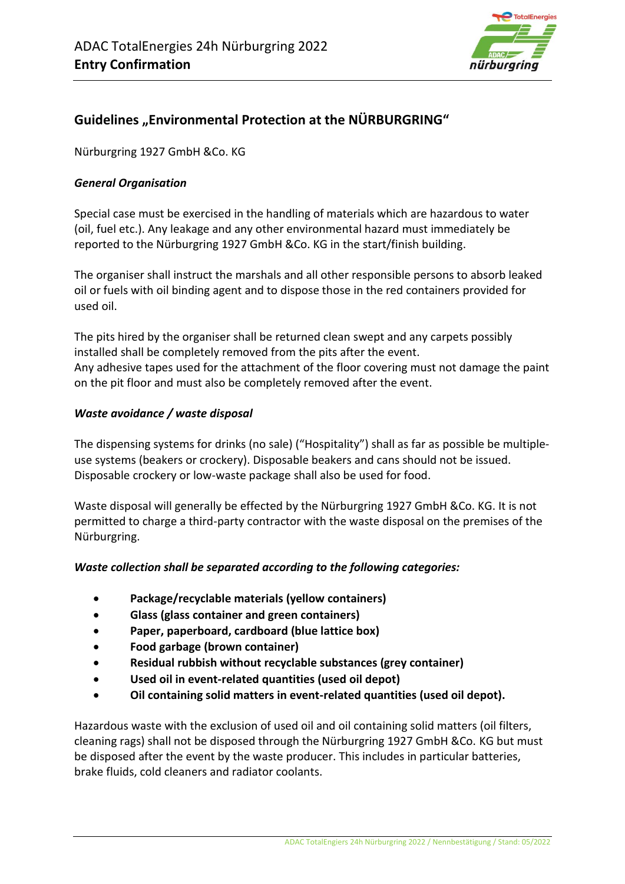# ADAC TotalEnergies 24h Nürburgring 2022
**Entry Confirmation**

## Guidelines „Environmental Protection at the NÜRBURGRING“

Nürburgring 1927 GmbH &Co. KG

### *General Organisation*

Special case must be exercised in the handling of materials which are hazardous to water (oil, fuel etc.). Any leakage and any other environmental hazard must immediately be reported to the Nürburgring 1927 GmbH &Co. KG in the start/finish building.

The organiser shall instruct the marshals and all other responsible persons to absorb leaked oil or fuels with oil binding agent and to dispose those in the red containers provided for used oil.

The pits hired by the organiser shall be returned clean swept and any carpets possibly installed shall be completely removed from the pits after the event.
Any adhesive tapes used for the attachment of the floor covering must not damage the paint on the pit floor and must also be completely removed after the event.

### *Waste avoidance / waste disposal*

The dispensing systems for drinks (no sale) ("Hospitality") shall as far as possible be multiple-use systems (beakers or crockery). Disposable beakers and cans should not be issued. Disposable crockery or low-waste package shall also be used for food.

Waste disposal will generally be effected by the Nürburgring 1927 GmbH &Co. KG. It is not permitted to charge a third-party contractor with the waste disposal on the premises of the Nürburgring.

### *Waste collection shall be separated according to the following categories:*

- **Package/recyclable materials (yellow containers)**
- **Glass (glass container and green containers)**
- **Paper, paperboard, cardboard (blue lattice box)**
- **Food garbage (brown container)**
- **Residual rubbish without recyclable substances (grey container)**
- **Used oil in event-related quantities (used oil depot)**
- **Oil containing solid matters in event-related quantities (used oil depot).**

Hazardous waste with the exclusion of used oil and oil containing solid matters (oil filters, cleaning rags) shall not be disposed through the Nürburgring 1927 GmbH &Co. KG but must be disposed after the event by the waste producer. This includes in particular batteries, brake fluids, cold cleaners and radiator coolants.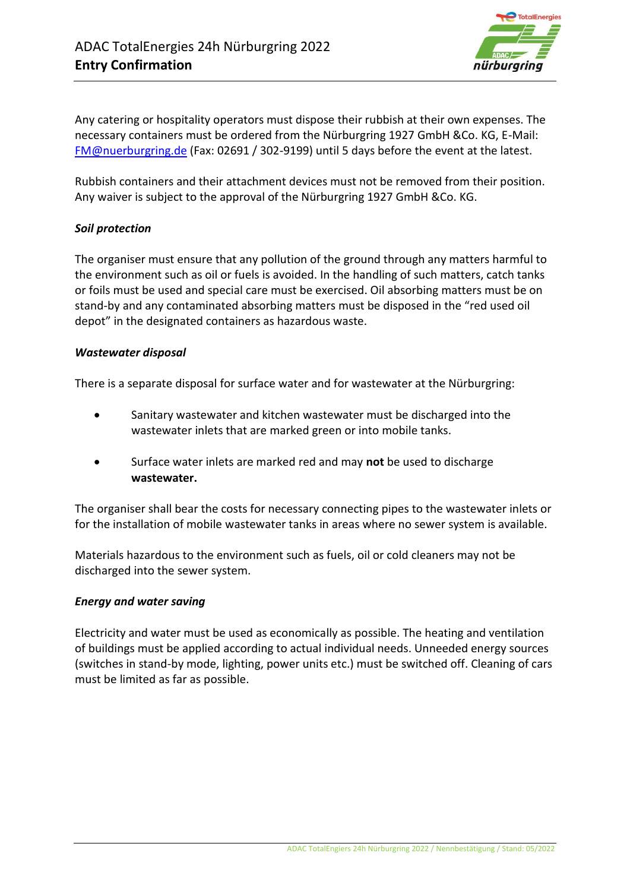Any catering or hospitality operators must dispose their rubbish at their own expenses. The necessary containers must be ordered from the Nürburgring 1927 GmbH &Co. KG, E-Mail: FM@nuerburgring.de (Fax: 02691 / 302-9199) until 5 days before the event at the latest.

Rubbish containers and their attachment devices must not be removed from their position. Any waiver is subject to the approval of the Nürburgring 1927 GmbH &Co. KG.

***Soil protection***

The organiser must ensure that any pollution of the ground through any matters harmful to the environment such as oil or fuels is avoided. In the handling of such matters, catch tanks or foils must be used and special care must be exercised. Oil absorbing matters must be on stand-by and any contaminated absorbing matters must be disposed in the "red used oil depot" in the designated containers as hazardous waste.

***Wastewater disposal***

There is a separate disposal for surface water and for wastewater at the Nürburgring:

- Sanitary wastewater and kitchen wastewater must be discharged into the wastewater inlets that are marked green or into mobile tanks.
- Surface water inlets are marked red and may **not** be used to discharge **wastewater.**

The organiser shall bear the costs for necessary connecting pipes to the wastewater inlets or for the installation of mobile wastewater tanks in areas where no sewer system is available.

Materials hazardous to the environment such as fuels, oil or cold cleaners may not be discharged into the sewer system.

***Energy and water saving***

Electricity and water must be used as economically as possible. The heating and ventilation of buildings must be applied according to actual individual needs. Unneeded energy sources (switches in stand-by mode, lighting, power units etc.) must be switched off. Cleaning of cars must be limited as far as possible.